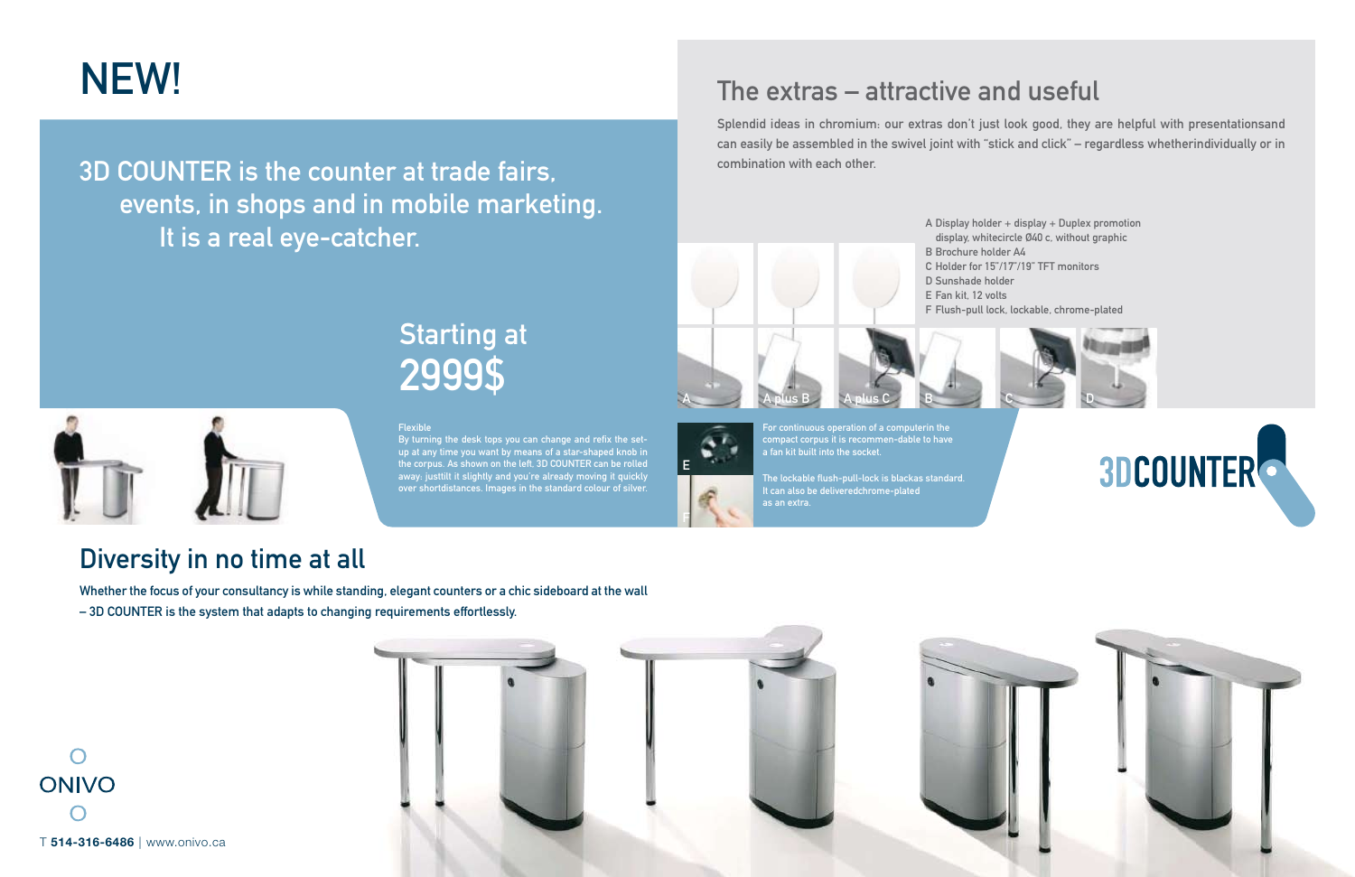# NEW!

## 3D COUNTER is the counter at trade fairs, events, in shops and in mobile marketing. It is a real eye-catcher.

## Starting at 2999$

**Flexible**

By turning the desk tops you can change and refix the set-up at any time you want by means of a star-shaped knob in the corpus. As shown on the left, 3D COUNTER can be rolled away: justtilt it slightly and you're already moving it quickly over shortdistances. Images in the standard colour of silver.

## The extras – attractive and useful

Splendid ideas in chromium: our extras don't just look good, they are helpful with presentationsand can easily be assembled in the swivel joint with "stick and click" – regardless whetherindividually or in combination with each other.

- A Display holder + display + Duplex promotion display, whitecircle Ø40 c, without graphic
- B Brochure holder A4
- C Holder for 15"/17"/19" TFT monitors
- D Sunshade holder
- E Fan kit, 12 volts
- F Flush-pull lock, lockable, chrome-plated

A | A plus B | A plus C | B | C | D

E — For continuous operation of a computerin the compact corpus it is recommen-dable to have a fan kit built into the socket.

F — The lockable flush-pull-lock is blackas standard. It can also be deliveredchrome-plated as an extra.

3DCOUNTER

## Diversity in no time at all

Whether the focus of your consultancy is while standing, elegant counters or a chic sideboard at the wall – 3D COUNTER is the system that adapts to changing requirements effortlessly.

ONIVO

T **514-316-6486** | www.onivo.ca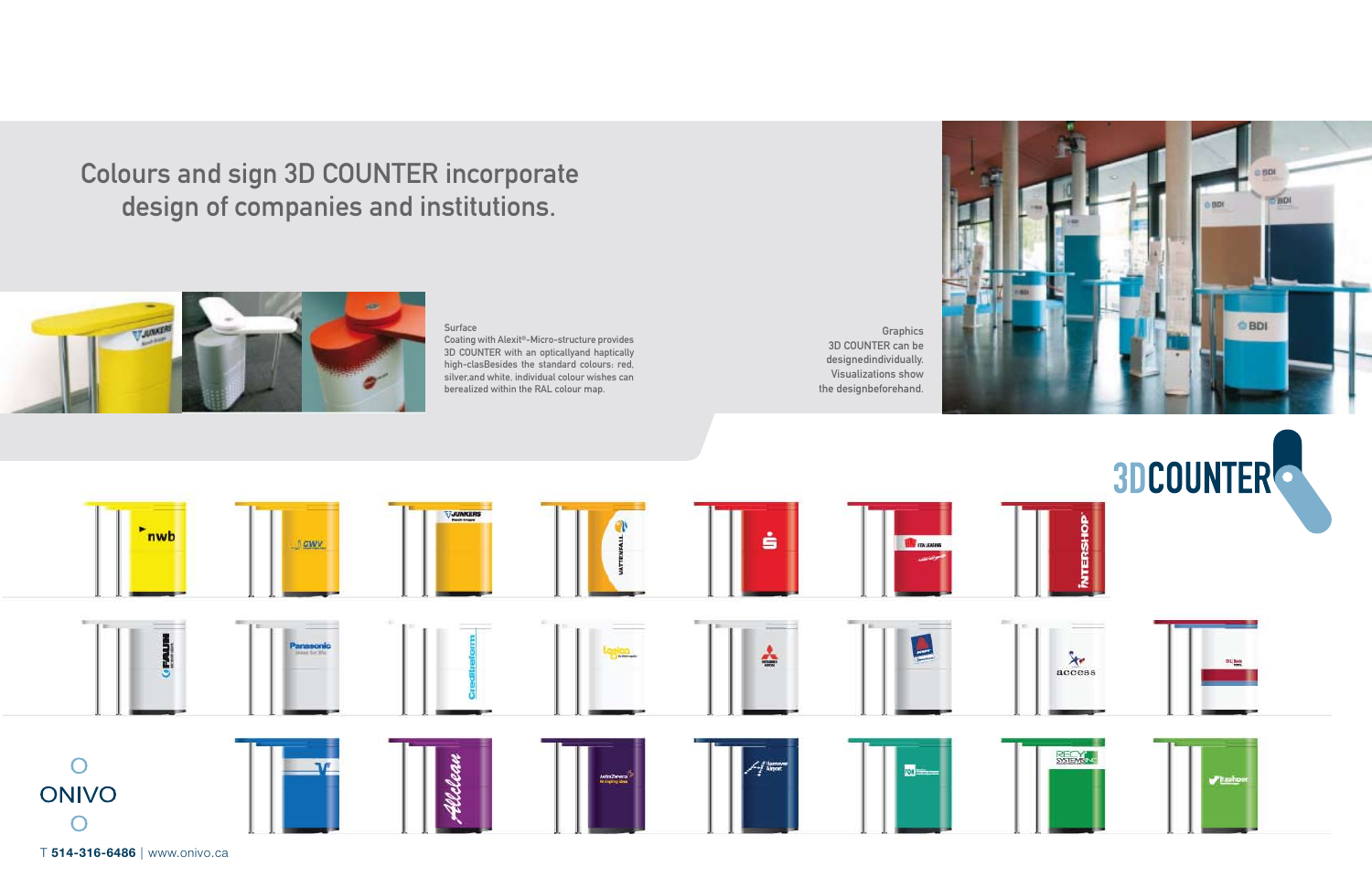# Colours and sign 3D COUNTER incorporate design of companies and institutions.

Surface
Coating with Alexit®-Micro-structure provides 3D COUNTER with an opticallyand hapticlly high-clasBesides the standard colours: red, silver,and white, individual colour wishes can berealized within the RAL colour map.

Graphics
3D COUNTER can be designedindividually. Visualizations show the designbeforehand.

3DCOUNTER

ONIVO

T **514-316-6486** | www.onivo.ca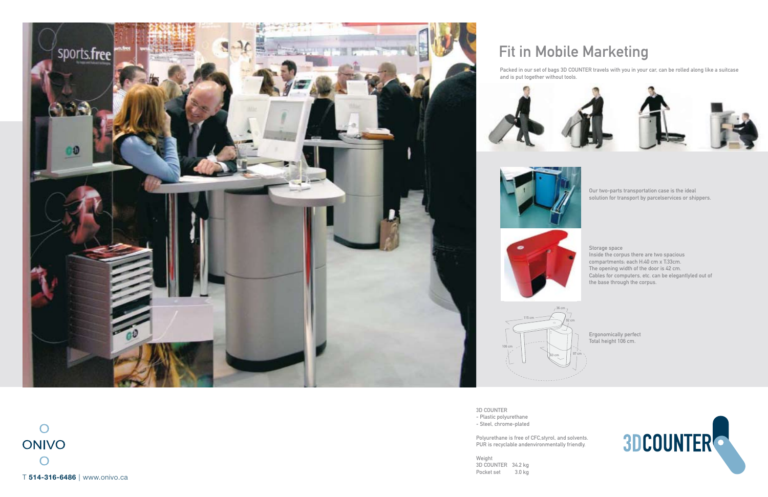# Fit in Mobile Marketing

Packed in our set of bags 3D COUNTER travels with you in your car, can be rolled along like a suitcase and is put together without tools.

Our two-parts transportation case is the ideal solution for transport by parcelservices or shippers.

Storage space
Inside the corpus there are two spacious compartments: each H:40 cm x T:33cm.
The opening width of the door is 42 cm.
Cables for computers, etc. can be elegantlyled out of the base through the corpus.

36 cm
115 cm
52 cm
106 cm
53 cm
97 cm

Ergonomically perfect
Total height 106 cm.

3D COUNTER
- Plastic polyurethane
- Steel, chrome-plated

Polyurethane is free of CFC,styrol, and solvents.
PUR is recyclable andenvironmentally friendly.

Weight

| | |
|---|---|
| 3D COUNTER | 34.2 kg |
| Pocket set | 3.0 kg |

3DCOUNTER

ONIVO

T **514-316-6486** | www.onivo.ca